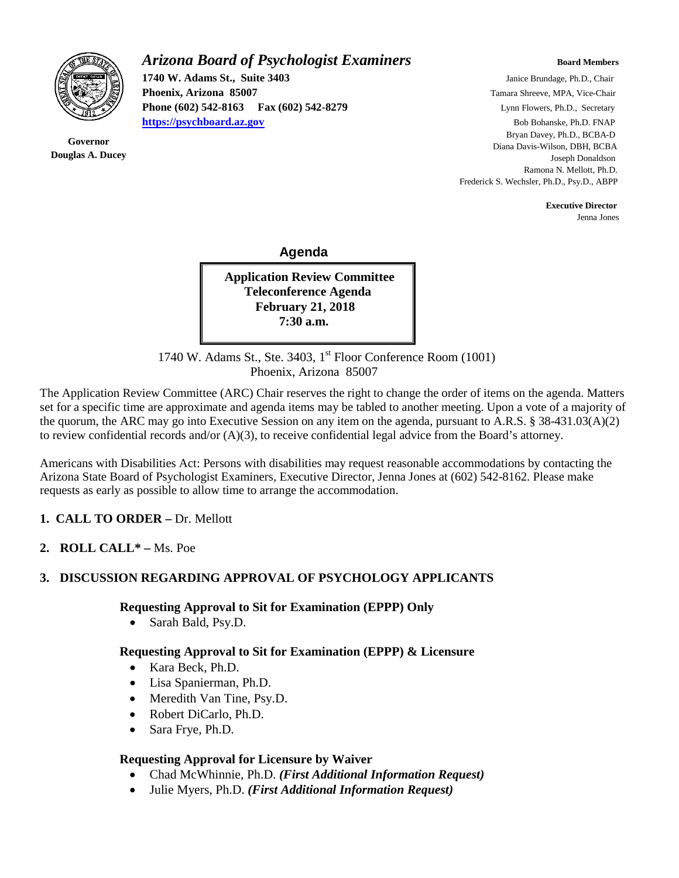# *Arizona Board of Psychologist Examiners*

**1740 W. Adams St., Suite 3403**
**Phoenix, Arizona 85007**
**Phone (602) 542-8163 Fax (602) 542-8279**
**https://psychboard.az.gov**

**Governor**
**Douglas A. Ducey**

**Board Members**

Janice Brundage, Ph.D., Chair
Tamara Shreeve, MPA, Vice-Chair
Lynn Flowers, Ph.D., Secretary
Bob Bohanske, Ph.D. FNAP
Bryan Davey, Ph.D., BCBA-D
Diana Davis-Wilson, DBH, BCBA
Joseph Donaldson
Ramona N. Mellott, Ph.D.
Frederick S. Wechsler, Ph.D., Psy.D., ABPP

**Executive Director**
Jenna Jones

## Agenda

**Application Review Committee**
**Teleconference Agenda**
**February 21, 2018**
**7:30 a.m.**

1740 W. Adams St., Ste. 3403, 1st Floor Conference Room (1001)
Phoenix, Arizona 85007

The Application Review Committee (ARC) Chair reserves the right to change the order of items on the agenda. Matters set for a specific time are approximate and agenda items may be tabled to another meeting. Upon a vote of a majority of the quorum, the ARC may go into Executive Session on any item on the agenda, pursuant to A.R.S. § 38-431.03(A)(2) to review confidential records and/or (A)(3), to receive confidential legal advice from the Board's attorney.

Americans with Disabilities Act: Persons with disabilities may request reasonable accommodations by contacting the Arizona State Board of Psychologist Examiners, Executive Director, Jenna Jones at (602) 542-8162. Please make requests as early as possible to allow time to arrange the accommodation.

1. **CALL TO ORDER –** Dr. Mellott

2. **ROLL CALL* –** Ms. Poe

3. **DISCUSSION REGARDING APPROVAL OF PSYCHOLOGY APPLICANTS**

**Requesting Approval to Sit for Examination (EPPP) Only**

- Sarah Bald, Psy.D.

**Requesting Approval to Sit for Examination (EPPP) & Licensure**

- Kara Beck, Ph.D.
- Lisa Spanierman, Ph.D.
- Meredith Van Tine, Psy.D.
- Robert DiCarlo, Ph.D.
- Sara Frye, Ph.D.

**Requesting Approval for Licensure by Waiver**

- Chad McWhinnie, Ph.D. ***(First Additional Information Request)***
- Julie Myers, Ph.D. ***(First Additional Information Request)***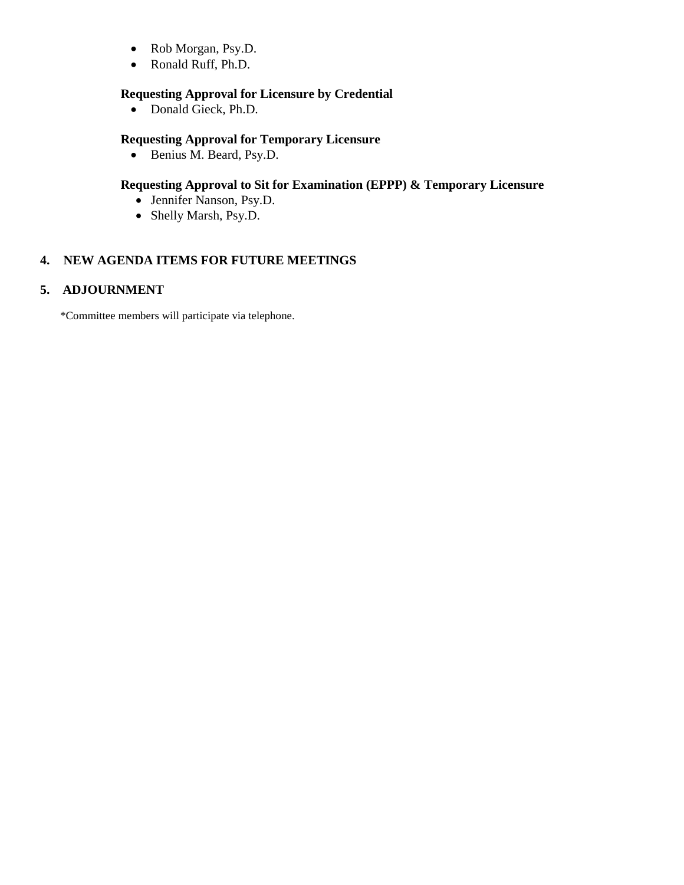- Rob Morgan, Psy.D.
- Ronald Ruff, Ph.D.

**Requesting Approval for Licensure by Credential**

- Donald Gieck, Ph.D.

**Requesting Approval for Temporary Licensure**

- Benius M. Beard, Psy.D.

**Requesting Approval to Sit for Examination (EPPP) & Temporary Licensure**

- Jennifer Nanson, Psy.D.
- Shelly Marsh, Psy.D.

**4. NEW AGENDA ITEMS FOR FUTURE MEETINGS**

**5. ADJOURNMENT**

*Committee members will participate via telephone.